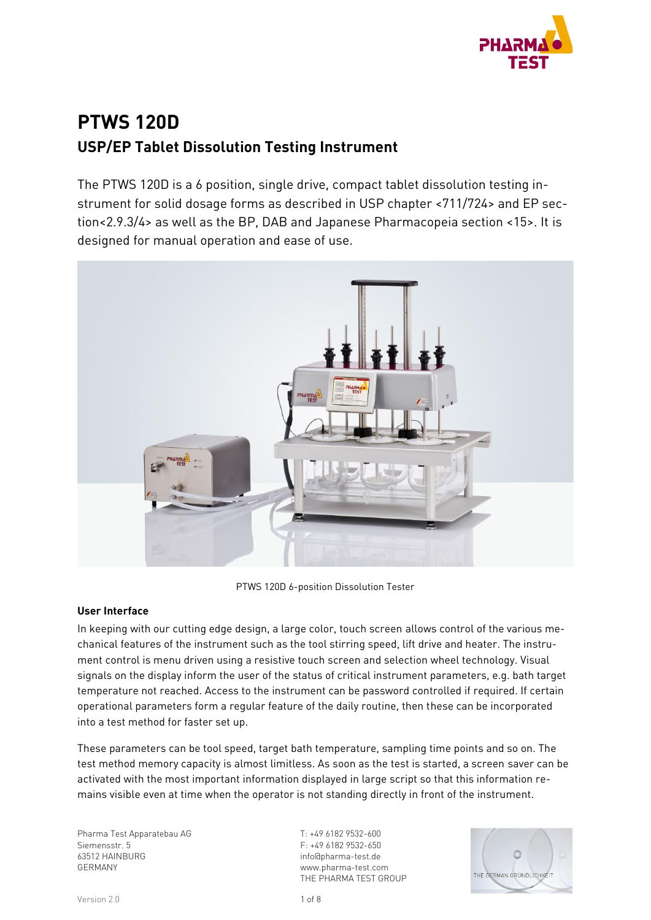# PTWS 120D

## USP/EP Tablet Dissolution Testing Instrument

The PTWS 120D is a 6 position, single drive, compact tablet dissolution testing instrument for solid dosage forms as described in USP chapter <711/724> and EP section<2.9.3/4> as well as the BP, DAB and Japanese Pharmacopeia section <15>. It is designed for manual operation and ease of use.

PTWS 120D 6-position Dissolution Tester

**User Interface**

In keeping with our cutting edge design, a large color, touch screen allows control of the various mechanical features of the instrument such as the tool stirring speed, lift drive and heater. The instrument control is menu driven using a resistive touch screen and selection wheel technology. Visual signals on the display inform the user of the status of critical instrument parameters, e.g. bath target temperature not reached. Access to the instrument can be password controlled if required. If certain operational parameters form a regular feature of the daily routine, then these can be incorporated into a test method for faster set up.

These parameters can be tool speed, target bath temperature, sampling time points and so on. The test method memory capacity is almost limitless. As soon as the test is started, a screen saver can be activated with the most important information displayed in large script so that this information remains visible even at time when the operator is not standing directly in front of the instrument.

Pharma Test Apparatebau AG
Siemensstr. 5
63512 HAINBURG
GERMANY

T: +49 6182 9532-600
F: +49 6182 9532-650
info@pharma-test.de
www.pharma-test.com
THE PHARMA TEST GROUP

THE GERMAN GRÜNDLICHKEIT

Version 2.0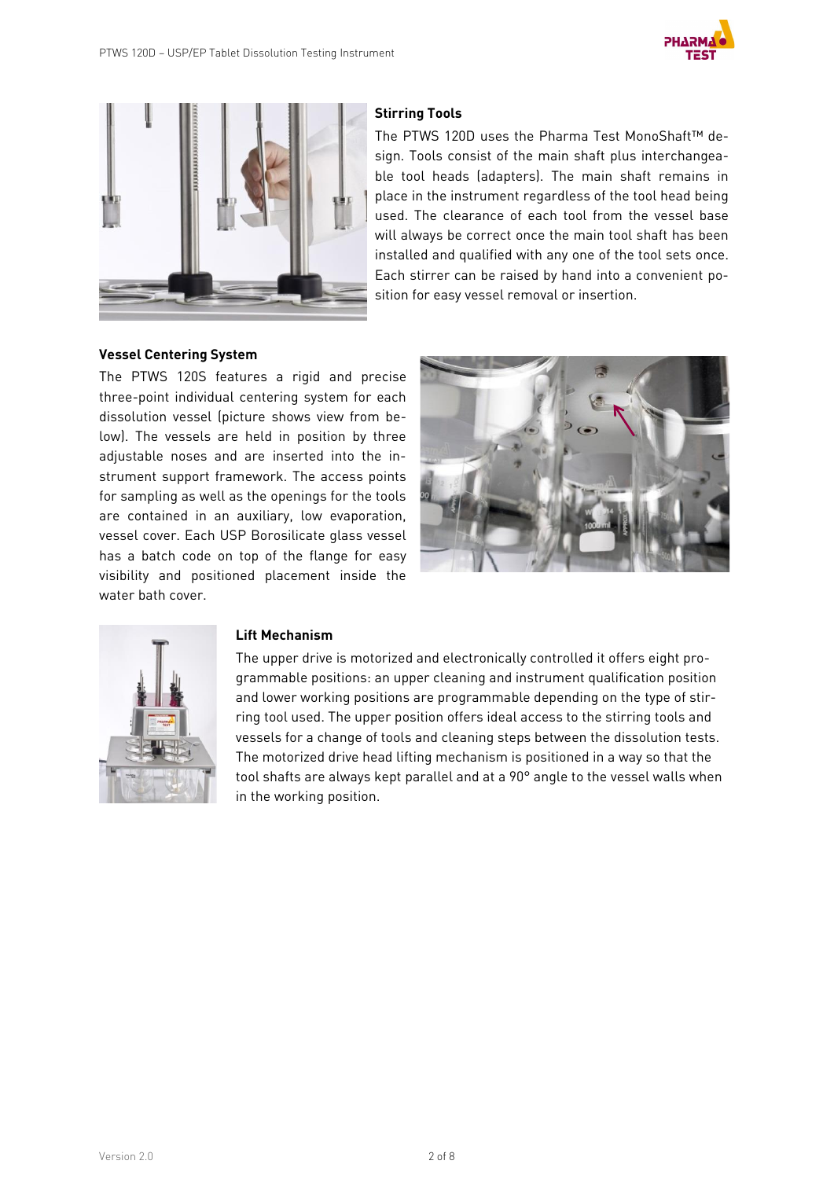## Stirring Tools

The PTWS 120D uses the Pharma Test MonoShaft™ design. Tools consist of the main shaft plus interchangeable tool heads (adapters). The main shaft remains in place in the instrument regardless of the tool head being used. The clearance of each tool from the vessel base will always be correct once the main tool shaft has been installed and qualified with any one of the tool sets once. Each stirrer can be raised by hand into a convenient position for easy vessel removal or insertion.

## Vessel Centering System

The PTWS 120S features a rigid and precise three-point individual centering system for each dissolution vessel (picture shows view from below). The vessels are held in position by three adjustable noses and are inserted into the instrument support framework. The access points for sampling as well as the openings for the tools are contained in an auxiliary, low evaporation, vessel cover. Each USP Borosilicate glass vessel has a batch code on top of the flange for easy visibility and positioned placement inside the water bath cover.

## Lift Mechanism

The upper drive is motorized and electronically controlled it offers eight programmable positions: an upper cleaning and instrument qualification position and lower working positions are programmable depending on the type of stirring tool used. The upper position offers ideal access to the stirring tools and vessels for a change of tools and cleaning steps between the dissolution tests. The motorized drive head lifting mechanism is positioned in a way so that the tool shafts are always kept parallel and at a 90° angle to the vessel walls when in the working position.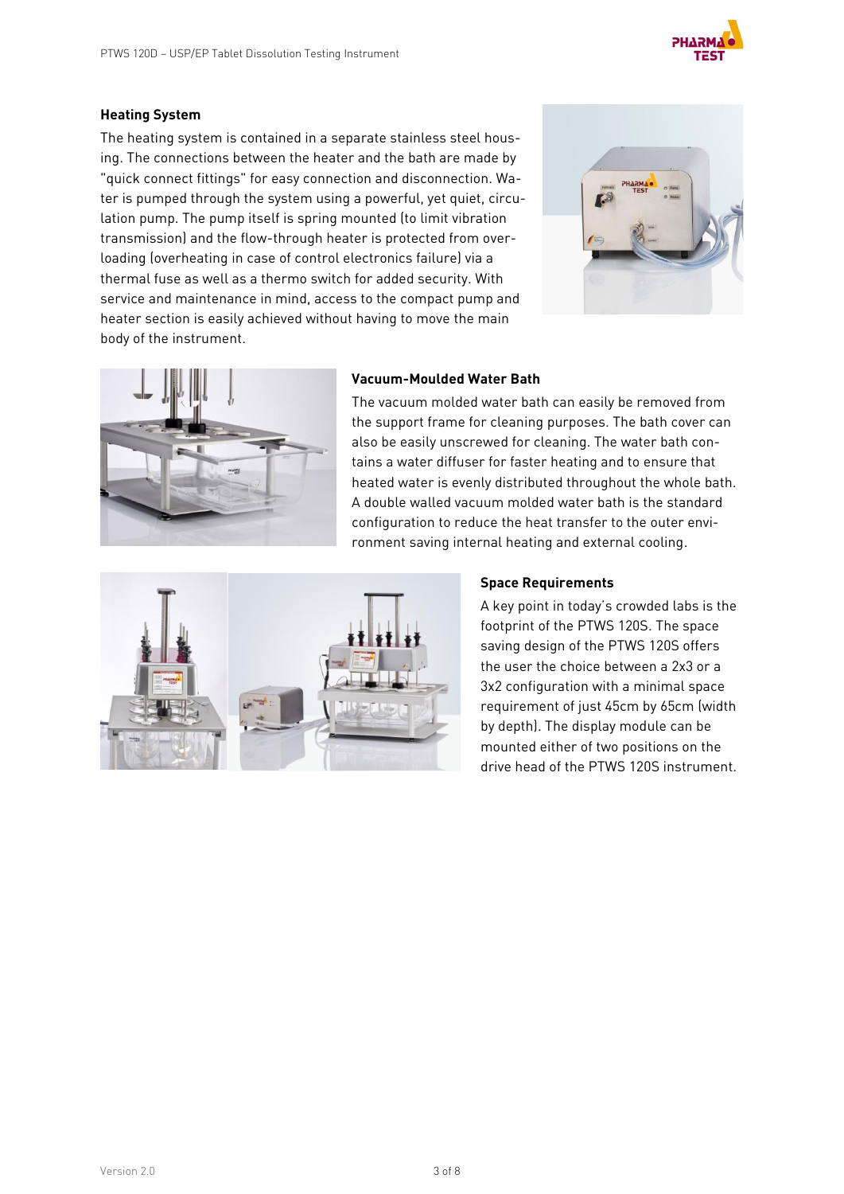### Heating System

The heating system is contained in a separate stainless steel housing. The connections between the heater and the bath are made by "quick connect fittings" for easy connection and disconnection. Water is pumped through the system using a powerful, yet quiet, circulation pump. The pump itself is spring mounted (to limit vibration transmission) and the flow-through heater is protected from overloading (overheating in case of control electronics failure) via a thermal fuse as well as a thermo switch for added security. With service and maintenance in mind, access to the compact pump and heater section is easily achieved without having to move the main body of the instrument.

### Vacuum-Moulded Water Bath

The vacuum molded water bath can easily be removed from the support frame for cleaning purposes. The bath cover can also be easily unscrewed for cleaning. The water bath contains a water diffuser for faster heating and to ensure that heated water is evenly distributed throughout the whole bath. A double walled vacuum molded water bath is the standard configuration to reduce the heat transfer to the outer environment saving internal heating and external cooling.

### Space Requirements

A key point in today's crowded labs is the footprint of the PTWS 120S. The space saving design of the PTWS 120S offers the user the choice between a 2x3 or a 3x2 configuration with a minimal space requirement of just 45cm by 65cm (width by depth). The display module can be mounted either of two positions on the drive head of the PTWS 120S instrument.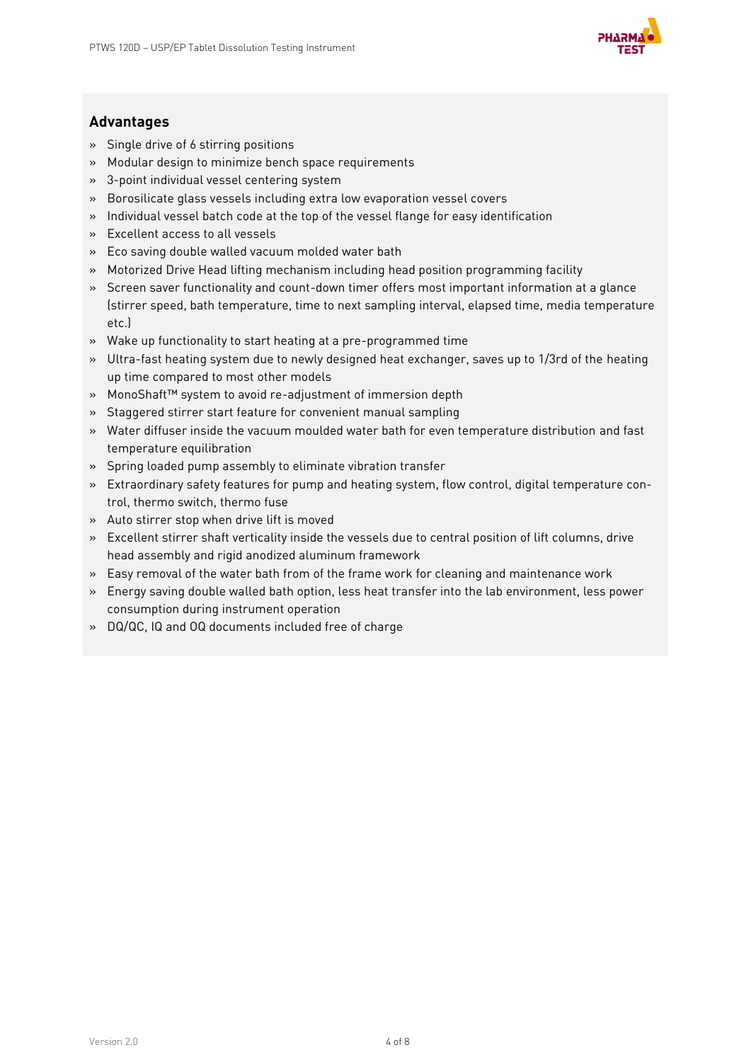## Advantages

- Single drive of 6 stirring positions
- Modular design to minimize bench space requirements
- 3-point individual vessel centering system
- Borosilicate glass vessels including extra low evaporation vessel covers
- Individual vessel batch code at the top of the vessel flange for easy identification
- Excellent access to all vessels
- Eco saving double walled vacuum molded water bath
- Motorized Drive Head lifting mechanism including head position programming facility
- Screen saver functionality and count-down timer offers most important information at a glance (stirrer speed, bath temperature, time to next sampling interval, elapsed time, media temperature etc.)
- Wake up functionality to start heating at a pre-programmed time
- Ultra-fast heating system due to newly designed heat exchanger, saves up to 1/3rd of the heating up time compared to most other models
- MonoShaft™ system to avoid re-adjustment of immersion depth
- Staggered stirrer start feature for convenient manual sampling
- Water diffuser inside the vacuum moulded water bath for even temperature distribution and fast temperature equilibration
- Spring loaded pump assembly to eliminate vibration transfer
- Extraordinary safety features for pump and heating system, flow control, digital temperature control, thermo switch, thermo fuse
- Auto stirrer stop when drive lift is moved
- Excellent stirrer shaft verticality inside the vessels due to central position of lift columns, drive head assembly and rigid anodized aluminum framework
- Easy removal of the water bath from of the frame work for cleaning and maintenance work
- Energy saving double walled bath option, less heat transfer into the lab environment, less power consumption during instrument operation
- DQ/QC, IQ and OQ documents included free of charge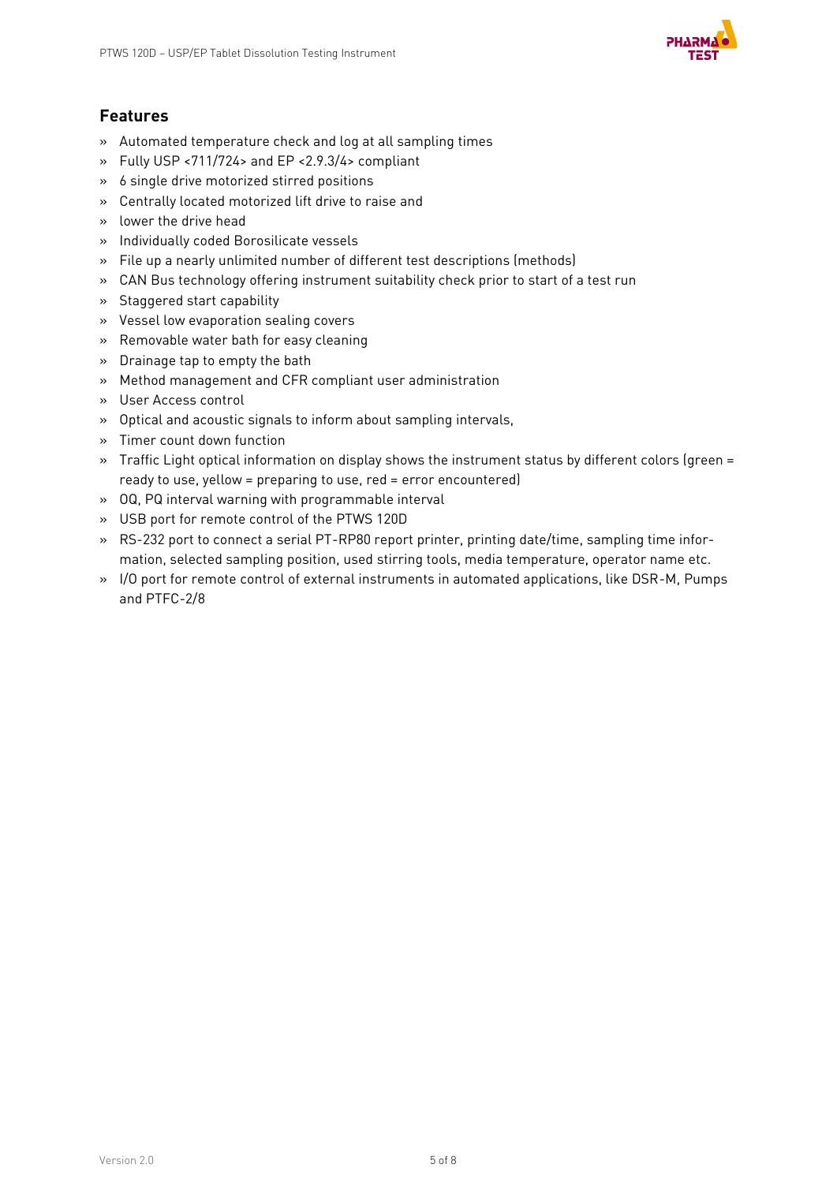## Features

- Automated temperature check and log at all sampling times
- Fully USP <711/724> and EP <2.9.3/4> compliant
- 6 single drive motorized stirred positions
- Centrally located motorized lift drive to raise and
- lower the drive head
- Individually coded Borosilicate vessels
- File up a nearly unlimited number of different test descriptions (methods)
- CAN Bus technology offering instrument suitability check prior to start of a test run
- Staggered start capability
- Vessel low evaporation sealing covers
- Removable water bath for easy cleaning
- Drainage tap to empty the bath
- Method management and CFR compliant user administration
- User Access control
- Optical and acoustic signals to inform about sampling intervals,
- Timer count down function
- Traffic Light optical information on display shows the instrument status by different colors (green = ready to use, yellow = preparing to use, red = error encountered)
- OQ, PQ interval warning with programmable interval
- USB port for remote control of the PTWS 120D
- RS-232 port to connect a serial PT-RP80 report printer, printing date/time, sampling time information, selected sampling position, used stirring tools, media temperature, operator name etc.
- I/O port for remote control of external instruments in automated applications, like DSR-M, Pumps and PTFC-2/8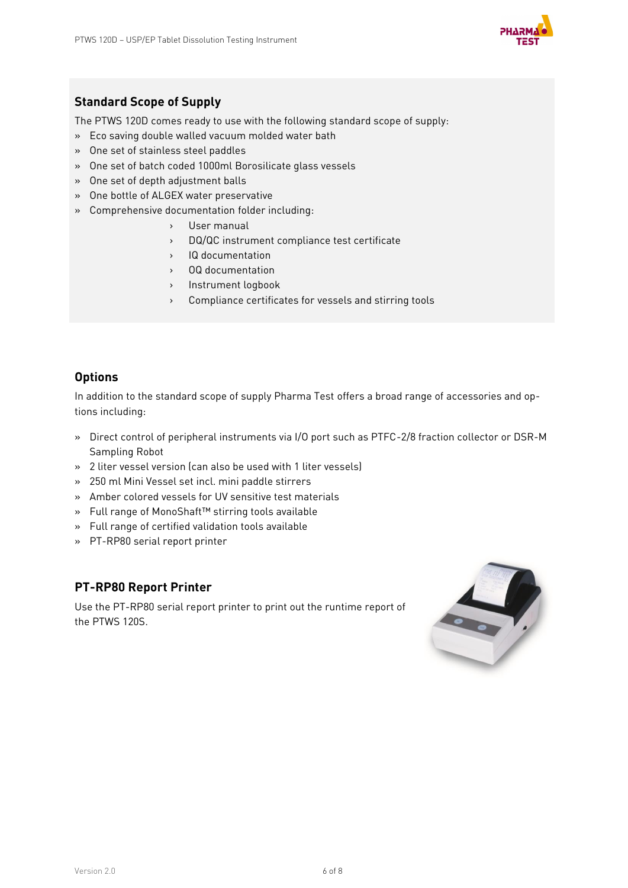## Standard Scope of Supply

The PTWS 120D comes ready to use with the following standard scope of supply:

- Eco saving double walled vacuum molded water bath
- One set of stainless steel paddles
- One set of batch coded 1000ml Borosilicate glass vessels
- One set of depth adjustment balls
- One bottle of ALGEX water preservative
- Comprehensive documentation folder including:
  - User manual
  - DQ/QC instrument compliance test certificate
  - IQ documentation
  - OQ documentation
  - Instrument logbook
  - Compliance certificates for vessels and stirring tools

## Options

In addition to the standard scope of supply Pharma Test offers a broad range of accessories and options including:

- Direct control of peripheral instruments via I/O port such as PTFC-2/8 fraction collector or DSR-M Sampling Robot
- 2 liter vessel version (can also be used with 1 liter vessels)
- 250 ml Mini Vessel set incl. mini paddle stirrers
- Amber colored vessels for UV sensitive test materials
- Full range of MonoShaft™ stirring tools available
- Full range of certified validation tools available
- PT-RP80 serial report printer

## PT-RP80 Report Printer

Use the PT-RP80 serial report printer to print out the runtime report of the PTWS 120S.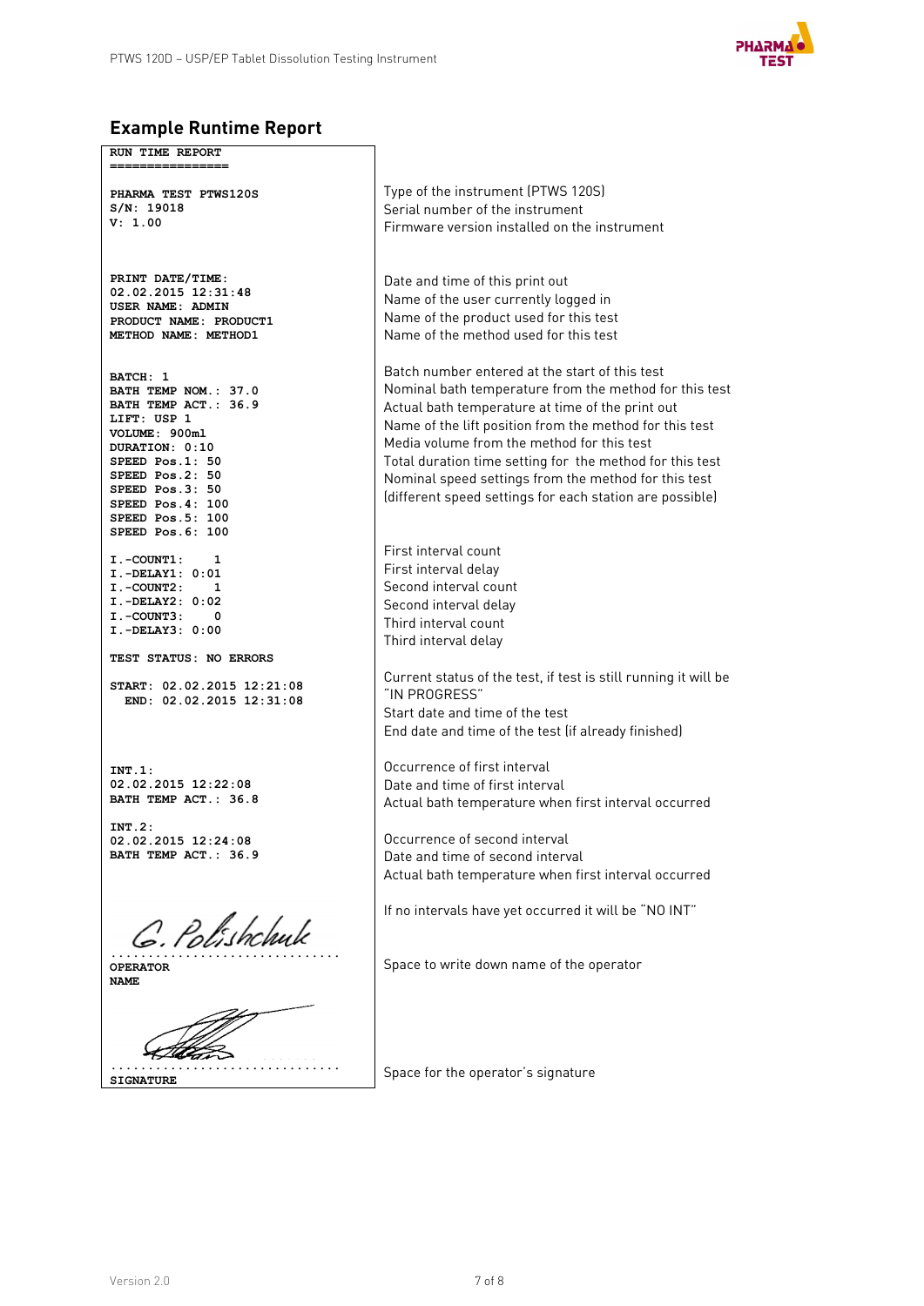## Example Runtime Report

| Report | Description |
| --- | --- |
| RUN TIME REPORT<br>================ | |
| PHARMA TEST PTWS120S | Type of the instrument (PTWS 120S) |
| S/N: 19018 | Serial number of the instrument |
| V: 1.00 | Firmware version installed on the instrument |
| PRINT DATE/TIME:<br>02.02.2015 12:31:48 | Date and time of this print out |
| USER NAME: ADMIN | Name of the user currently logged in |
| PRODUCT NAME: PRODUCT1 | Name of the product used for this test |
| METHOD NAME: METHOD1 | Name of the method used for this test |
| BATCH: 1 | Batch number entered at the start of this test |
| BATH TEMP NOM.: 37.0 | Nominal bath temperature from the method for this test |
| BATH TEMP ACT.: 36.9 | Actual bath temperature at time of the print out |
| LIFT: USP 1 | Name of the lift position from the method for this test |
| VOLUME: 900ml | Media volume from the method for this test |
| DURATION: 0:10 | Total duration time setting for the method for this test |
| SPEED Pos.1: 50<br>SPEED Pos.2: 50<br>SPEED Pos.3: 50<br>SPEED Pos.4: 100<br>SPEED Pos.5: 100<br>SPEED Pos.6: 100 | Nominal speed settings from the method for this test (different speed settings for each station are possible) |
| I.-COUNT1: 1 | First interval count |
| I.-DELAY1: 0:01 | First interval delay |
| I.-COUNT2: 1 | Second interval count |
| I.-DELAY2: 0:02 | Second interval delay |
| I.-COUNT3: 0 | Third interval count |
| I.-DELAY3: 0:00 | Third interval delay |
| TEST STATUS: NO ERRORS | Current status of the test, if test is still running it will be "IN PROGRESS" |
| START: 02.02.2015 12:21:08 | Start date and time of the test |
| END: 02.02.2015 12:31:08 | End date and time of the test (if already finished) |
| INT.1: | Occurrence of first interval |
| 02.02.2015 12:22:08 | Date and time of first interval |
| BATH TEMP ACT.: 36.8 | Actual bath temperature when first interval occurred |
| INT.2: | Occurrence of second interval |
| 02.02.2015 12:24:08 | Date and time of second interval |
| BATH TEMP ACT.: 36.9 | Actual bath temperature when first interval occurred |
| | If no intervals have yet occurred it will be "NO INT" |
| G. Polishchuk<br>..............................<br>OPERATOR NAME | Space to write down name of the operator |
| ..............................<br>SIGNATURE | Space for the operator's signature |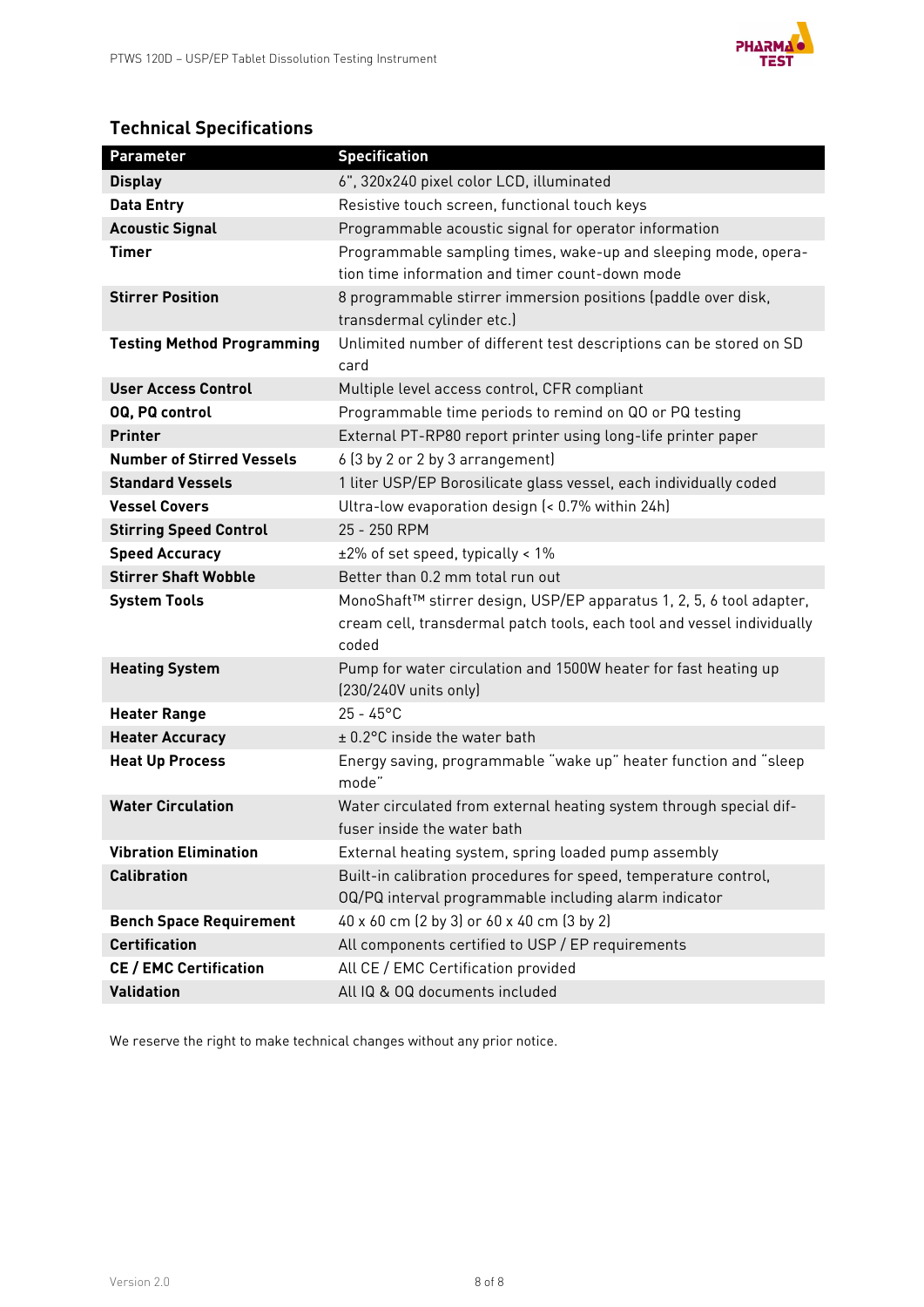## Technical Specifications

| Parameter | Specification |
|---|---|
| **Display** | 6", 320x240 pixel color LCD, illuminated |
| **Data Entry** | Resistive touch screen, functional touch keys |
| **Acoustic Signal** | Programmable acoustic signal for operator information |
| **Timer** | Programmable sampling times, wake-up and sleeping mode, operation time information and timer count-down mode |
| **Stirrer Position** | 8 programmable stirrer immersion positions (paddle over disk, transdermal cylinder etc.) |
| **Testing Method Programming** | Unlimited number of different test descriptions can be stored on SD card |
| **User Access Control** | Multiple level access control, CFR compliant |
| **OQ, PQ control** | Programmable time periods to remind on OQ or PQ testing |
| **Printer** | External PT-RP80 report printer using long-life printer paper |
| **Number of Stirred Vessels** | 6 (3 by 2 or 2 by 3 arrangement) |
| **Standard Vessels** | 1 liter USP/EP Borosilicate glass vessel, each individually coded |
| **Vessel Covers** | Ultra-low evaporation design (< 0.7% within 24h) |
| **Stirring Speed Control** | 25 - 250 RPM |
| **Speed Accuracy** | ±2% of set speed, typically < 1% |
| **Stirrer Shaft Wobble** | Better than 0.2 mm total run out |
| **System Tools** | MonoShaft™ stirrer design, USP/EP apparatus 1, 2, 5, 6 tool adapter, cream cell, transdermal patch tools, each tool and vessel individually coded |
| **Heating System** | Pump for water circulation and 1500W heater for fast heating up (230/240V units only) |
| **Heater Range** | 25 - 45°C |
| **Heater Accuracy** | ± 0.2°C inside the water bath |
| **Heat Up Process** | Energy saving, programmable "wake up" heater function and "sleep mode" |
| **Water Circulation** | Water circulated from external heating system through special diffuser inside the water bath |
| **Vibration Elimination** | External heating system, spring loaded pump assembly |
| **Calibration** | Built-in calibration procedures for speed, temperature control, OQ/PQ interval programmable including alarm indicator |
| **Bench Space Requirement** | 40 x 60 cm (2 by 3) or 60 x 40 cm (3 by 2) |
| **Certification** | All components certified to USP / EP requirements |
| **CE / EMC Certification** | All CE / EMC Certification provided |
| **Validation** | All IQ & OQ documents included |

We reserve the right to make technical changes without any prior notice.